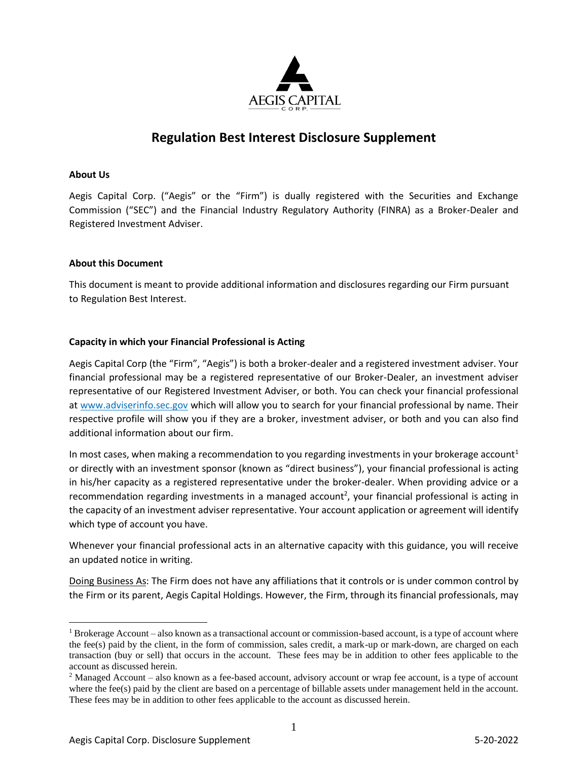# Regulation Best Interest Disclosure Supplement

**About Us**

Aegis Capital Corp. ("Aegis" or the "Firm") is dually registered with the Securities and Exchange Commission ("SEC") and the Financial Industry Regulatory Authority (FINRA) as a Broker-Dealer and Registered Investment Adviser.

**About this Document**

This document is meant to provide additional information and disclosures regarding our Firm pursuant to Regulation Best Interest.

**Capacity in which your Financial Professional is Acting**

Aegis Capital Corp (the "Firm", "Aegis") is both a broker-dealer and a registered investment adviser. Your financial professional may be a registered representative of our Broker-Dealer, an investment adviser representative of our Registered Investment Adviser, or both. You can check your financial professional at www.adviserinfo.sec.gov which will allow you to search for your financial professional by name. Their respective profile will show you if they are a broker, investment adviser, or both and you can also find additional information about our firm.

In most cases, when making a recommendation to you regarding investments in your brokerage account[1] or directly with an investment sponsor (known as "direct business"), your financial professional is acting in his/her capacity as a registered representative under the broker-dealer. When providing advice or a recommendation regarding investments in a managed account[2], your financial professional is acting in the capacity of an investment adviser representative. Your account application or agreement will identify which type of account you have.

Whenever your financial professional acts in an alternative capacity with this guidance, you will receive an updated notice in writing.

Doing Business As: The Firm does not have any affiliations that it controls or is under common control by the Firm or its parent, Aegis Capital Holdings. However, the Firm, through its financial professionals, may

[1] Brokerage Account – also known as a transactional account or commission-based account, is a type of account where the fee(s) paid by the client, in the form of commission, sales credit, a mark-up or mark-down, are charged on each transaction (buy or sell) that occurs in the account. These fees may be in addition to other fees applicable to the account as discussed herein.

[2] Managed Account – also known as a fee-based account, advisory account or wrap fee account, is a type of account where the fee(s) paid by the client are based on a percentage of billable assets under management held in the account. These fees may be in addition to other fees applicable to the account as discussed herein.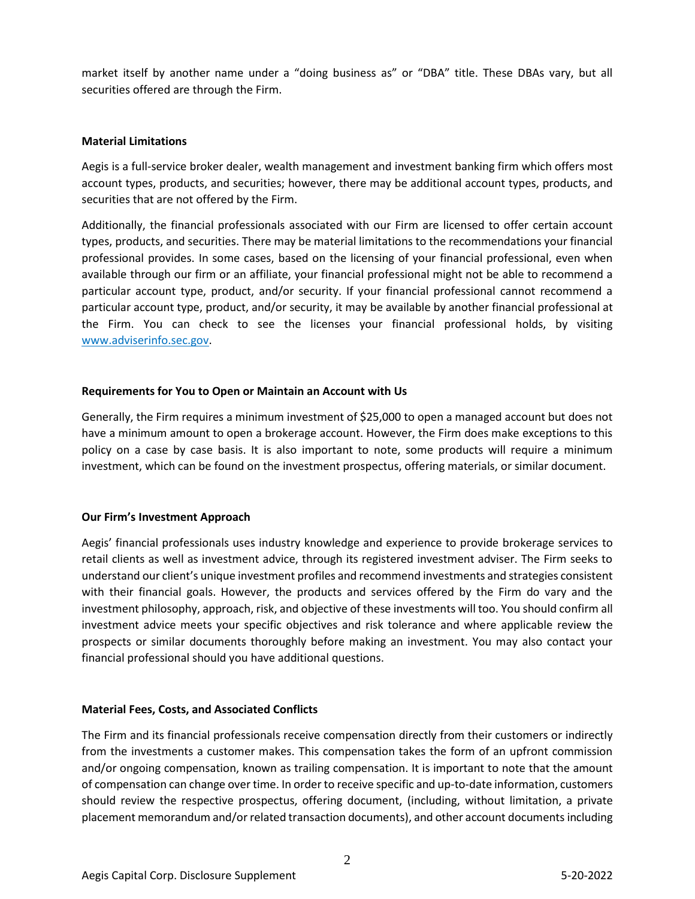market itself by another name under a "doing business as" or "DBA" title. These DBAs vary, but all securities offered are through the Firm.

**Material Limitations**

Aegis is a full-service broker dealer, wealth management and investment banking firm which offers most account types, products, and securities; however, there may be additional account types, products, and securities that are not offered by the Firm.

Additionally, the financial professionals associated with our Firm are licensed to offer certain account types, products, and securities. There may be material limitations to the recommendations your financial professional provides. In some cases, based on the licensing of your financial professional, even when available through our firm or an affiliate, your financial professional might not be able to recommend a particular account type, product, and/or security. If your financial professional cannot recommend a particular account type, product, and/or security, it may be available by another financial professional at the Firm. You can check to see the licenses your financial professional holds, by visiting [www.adviserinfo.sec.gov](www.adviserinfo.sec.gov).

**Requirements for You to Open or Maintain an Account with Us**

Generally, the Firm requires a minimum investment of $25,000 to open a managed account but does not have a minimum amount to open a brokerage account. However, the Firm does make exceptions to this policy on a case by case basis. It is also important to note, some products will require a minimum investment, which can be found on the investment prospectus, offering materials, or similar document.

**Our Firm's Investment Approach**

Aegis' financial professionals uses industry knowledge and experience to provide brokerage services to retail clients as well as investment advice, through its registered investment adviser. The Firm seeks to understand our client's unique investment profiles and recommend investments and strategies consistent with their financial goals. However, the products and services offered by the Firm do vary and the investment philosophy, approach, risk, and objective of these investments will too. You should confirm all investment advice meets your specific objectives and risk tolerance and where applicable review the prospects or similar documents thoroughly before making an investment. You may also contact your financial professional should you have additional questions.

**Material Fees, Costs, and Associated Conflicts**

The Firm and its financial professionals receive compensation directly from their customers or indirectly from the investments a customer makes. This compensation takes the form of an upfront commission and/or ongoing compensation, known as trailing compensation. It is important to note that the amount of compensation can change over time. In order to receive specific and up-to-date information, customers should review the respective prospectus, offering document, (including, without limitation, a private placement memorandum and/or related transaction documents), and other account documents including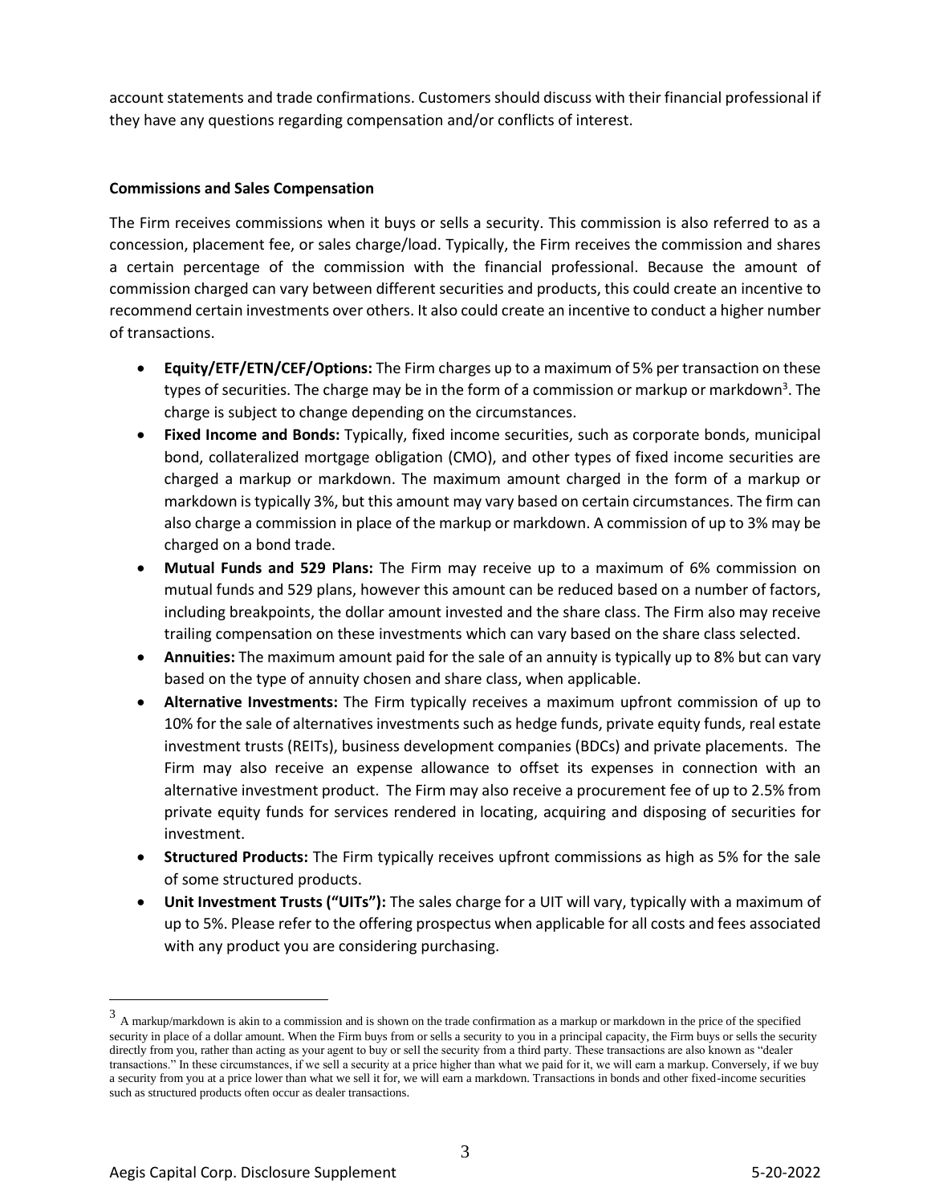account statements and trade confirmations. Customers should discuss with their financial professional if they have any questions regarding compensation and/or conflicts of interest.

**Commissions and Sales Compensation**

The Firm receives commissions when it buys or sells a security. This commission is also referred to as a concession, placement fee, or sales charge/load. Typically, the Firm receives the commission and shares a certain percentage of the commission with the financial professional. Because the amount of commission charged can vary between different securities and products, this could create an incentive to recommend certain investments over others. It also could create an incentive to conduct a higher number of transactions.

- **Equity/ETF/ETN/CEF/Options:** The Firm charges up to a maximum of 5% per transaction on these types of securities. The charge may be in the form of a commission or markup or markdown[3]. The charge is subject to change depending on the circumstances.
- **Fixed Income and Bonds:** Typically, fixed income securities, such as corporate bonds, municipal bond, collateralized mortgage obligation (CMO), and other types of fixed income securities are charged a markup or markdown. The maximum amount charged in the form of a markup or markdown is typically 3%, but this amount may vary based on certain circumstances. The firm can also charge a commission in place of the markup or markdown. A commission of up to 3% may be charged on a bond trade.
- **Mutual Funds and 529 Plans:** The Firm may receive up to a maximum of 6% commission on mutual funds and 529 plans, however this amount can be reduced based on a number of factors, including breakpoints, the dollar amount invested and the share class. The Firm also may receive trailing compensation on these investments which can vary based on the share class selected.
- **Annuities:** The maximum amount paid for the sale of an annuity is typically up to 8% but can vary based on the type of annuity chosen and share class, when applicable.
- **Alternative Investments:** The Firm typically receives a maximum upfront commission of up to 10% for the sale of alternatives investments such as hedge funds, private equity funds, real estate investment trusts (REITs), business development companies (BDCs) and private placements. The Firm may also receive an expense allowance to offset its expenses in connection with an alternative investment product. The Firm may also receive a procurement fee of up to 2.5% from private equity funds for services rendered in locating, acquiring and disposing of securities for investment.
- **Structured Products:** The Firm typically receives upfront commissions as high as 5% for the sale of some structured products.
- **Unit Investment Trusts ("UITs"):** The sales charge for a UIT will vary, typically with a maximum of up to 5%. Please refer to the offering prospectus when applicable for all costs and fees associated with any product you are considering purchasing.

[3] A markup/markdown is akin to a commission and is shown on the trade confirmation as a markup or markdown in the price of the specified security in place of a dollar amount. When the Firm buys from or sells a security to you in a principal capacity, the Firm buys or sells the security directly from you, rather than acting as your agent to buy or sell the security from a third party. These transactions are also known as "dealer transactions." In these circumstances, if we sell a security at a price higher than what we paid for it, we will earn a markup. Conversely, if we buy a security from you at a price lower than what we sell it for, we will earn a markdown. Transactions in bonds and other fixed-income securities such as structured products often occur as dealer transactions.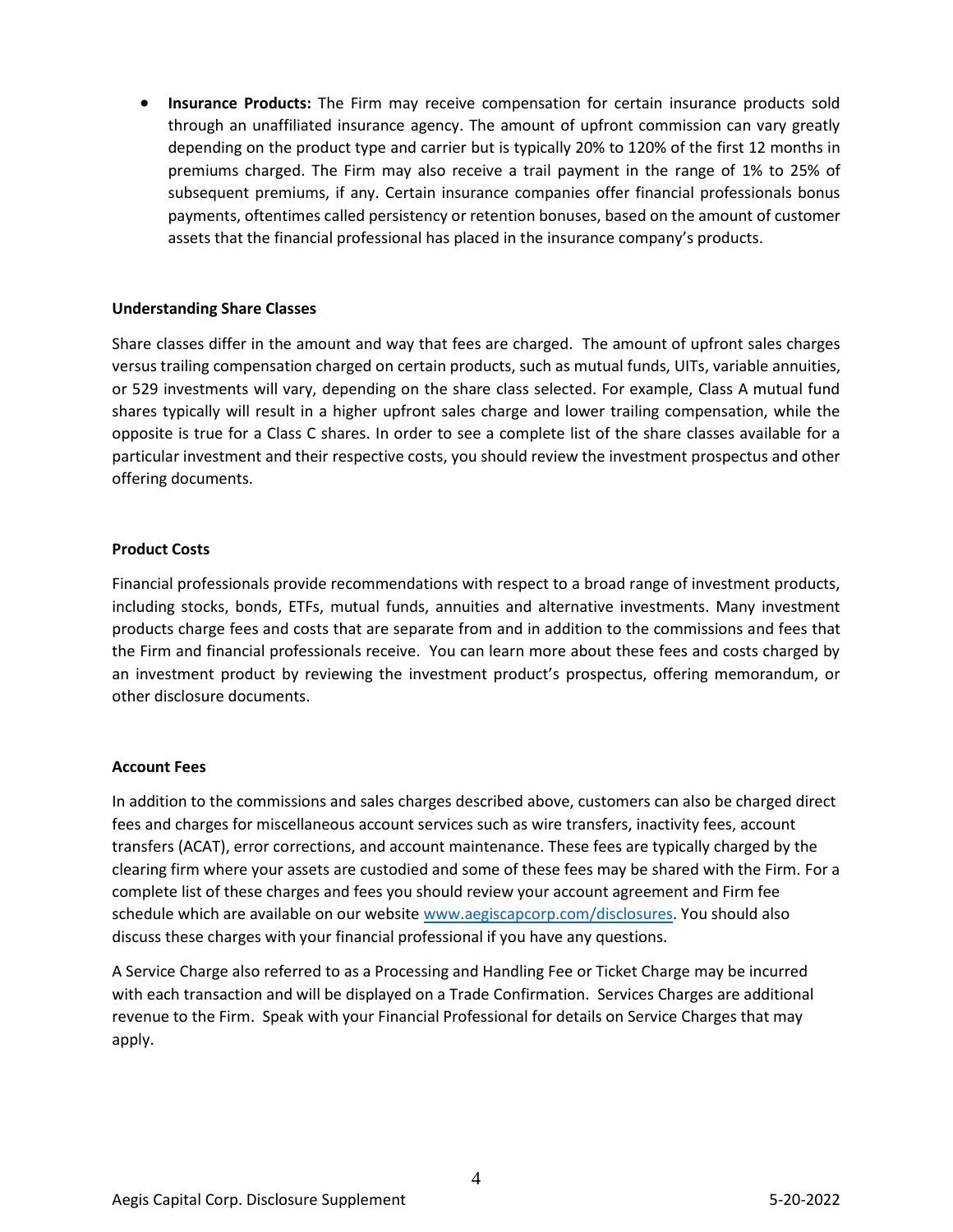- **Insurance Products:** The Firm may receive compensation for certain insurance products sold through an unaffiliated insurance agency. The amount of upfront commission can vary greatly depending on the product type and carrier but is typically 20% to 120% of the first 12 months in premiums charged. The Firm may also receive a trail payment in the range of 1% to 25% of subsequent premiums, if any. Certain insurance companies offer financial professionals bonus payments, oftentimes called persistency or retention bonuses, based on the amount of customer assets that the financial professional has placed in the insurance company's products.

**Understanding Share Classes**

Share classes differ in the amount and way that fees are charged. The amount of upfront sales charges versus trailing compensation charged on certain products, such as mutual funds, UITs, variable annuities, or 529 investments will vary, depending on the share class selected. For example, Class A mutual fund shares typically will result in a higher upfront sales charge and lower trailing compensation, while the opposite is true for a Class C shares. In order to see a complete list of the share classes available for a particular investment and their respective costs, you should review the investment prospectus and other offering documents.

**Product Costs**

Financial professionals provide recommendations with respect to a broad range of investment products, including stocks, bonds, ETFs, mutual funds, annuities and alternative investments. Many investment products charge fees and costs that are separate from and in addition to the commissions and fees that the Firm and financial professionals receive. You can learn more about these fees and costs charged by an investment product by reviewing the investment product's prospectus, offering memorandum, or other disclosure documents.

**Account Fees**

In addition to the commissions and sales charges described above, customers can also be charged direct fees and charges for miscellaneous account services such as wire transfers, inactivity fees, account transfers (ACAT), error corrections, and account maintenance. These fees are typically charged by the clearing firm where your assets are custodied and some of these fees may be shared with the Firm. For a complete list of these charges and fees you should review your account agreement and Firm fee schedule which are available on our website [www.aegiscapcorp.com/disclosures](http://www.aegiscapcorp.com/disclosures). You should also discuss these charges with your financial professional if you have any questions.

A Service Charge also referred to as a Processing and Handling Fee or Ticket Charge may be incurred with each transaction and will be displayed on a Trade Confirmation. Services Charges are additional revenue to the Firm. Speak with your Financial Professional for details on Service Charges that may apply.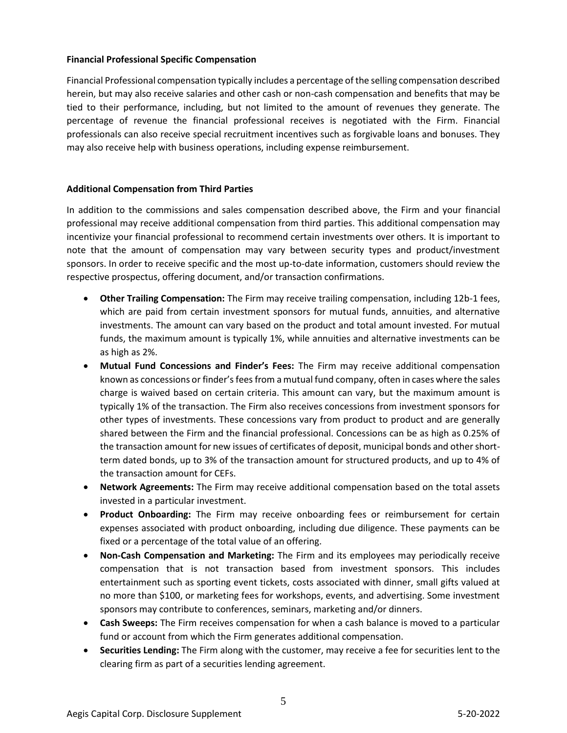**Financial Professional Specific Compensation**

Financial Professional compensation typically includes a percentage of the selling compensation described herein, but may also receive salaries and other cash or non-cash compensation and benefits that may be tied to their performance, including, but not limited to the amount of revenues they generate. The percentage of revenue the financial professional receives is negotiated with the Firm. Financial professionals can also receive special recruitment incentives such as forgivable loans and bonuses. They may also receive help with business operations, including expense reimbursement.

**Additional Compensation from Third Parties**

In addition to the commissions and sales compensation described above, the Firm and your financial professional may receive additional compensation from third parties. This additional compensation may incentivize your financial professional to recommend certain investments over others. It is important to note that the amount of compensation may vary between security types and product/investment sponsors. In order to receive specific and the most up-to-date information, customers should review the respective prospectus, offering document, and/or transaction confirmations.

- **Other Trailing Compensation:** The Firm may receive trailing compensation, including 12b-1 fees, which are paid from certain investment sponsors for mutual funds, annuities, and alternative investments. The amount can vary based on the product and total amount invested. For mutual funds, the maximum amount is typically 1%, while annuities and alternative investments can be as high as 2%.
- **Mutual Fund Concessions and Finder's Fees:** The Firm may receive additional compensation known as concessions or finder's fees from a mutual fund company, often in cases where the sales charge is waived based on certain criteria. This amount can vary, but the maximum amount is typically 1% of the transaction. The Firm also receives concessions from investment sponsors for other types of investments. These concessions vary from product to product and are generally shared between the Firm and the financial professional. Concessions can be as high as 0.25% of the transaction amount for new issues of certificates of deposit, municipal bonds and other short-term dated bonds, up to 3% of the transaction amount for structured products, and up to 4% of the transaction amount for CEFs.
- **Network Agreements:** The Firm may receive additional compensation based on the total assets invested in a particular investment.
- **Product Onboarding:** The Firm may receive onboarding fees or reimbursement for certain expenses associated with product onboarding, including due diligence. These payments can be fixed or a percentage of the total value of an offering.
- **Non-Cash Compensation and Marketing:** The Firm and its employees may periodically receive compensation that is not transaction based from investment sponsors. This includes entertainment such as sporting event tickets, costs associated with dinner, small gifts valued at no more than $100, or marketing fees for workshops, events, and advertising. Some investment sponsors may contribute to conferences, seminars, marketing and/or dinners.
- **Cash Sweeps:** The Firm receives compensation for when a cash balance is moved to a particular fund or account from which the Firm generates additional compensation.
- **Securities Lending:** The Firm along with the customer, may receive a fee for securities lent to the clearing firm as part of a securities lending agreement.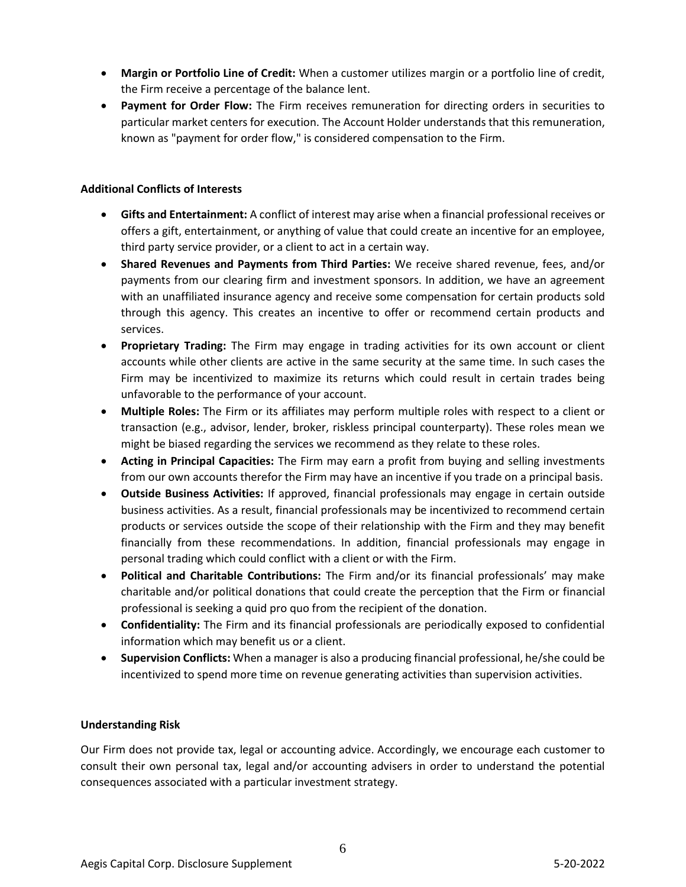- **Margin or Portfolio Line of Credit:** When a customer utilizes margin or a portfolio line of credit, the Firm receive a percentage of the balance lent.
- **Payment for Order Flow:** The Firm receives remuneration for directing orders in securities to particular market centers for execution. The Account Holder understands that this remuneration, known as "payment for order flow," is considered compensation to the Firm.

**Additional Conflicts of Interests**

- **Gifts and Entertainment:** A conflict of interest may arise when a financial professional receives or offers a gift, entertainment, or anything of value that could create an incentive for an employee, third party service provider, or a client to act in a certain way.
- **Shared Revenues and Payments from Third Parties:** We receive shared revenue, fees, and/or payments from our clearing firm and investment sponsors. In addition, we have an agreement with an unaffiliated insurance agency and receive some compensation for certain products sold through this agency. This creates an incentive to offer or recommend certain products and services.
- **Proprietary Trading:** The Firm may engage in trading activities for its own account or client accounts while other clients are active in the same security at the same time. In such cases the Firm may be incentivized to maximize its returns which could result in certain trades being unfavorable to the performance of your account.
- **Multiple Roles:** The Firm or its affiliates may perform multiple roles with respect to a client or transaction (e.g., advisor, lender, broker, riskless principal counterparty). These roles mean we might be biased regarding the services we recommend as they relate to these roles.
- **Acting in Principal Capacities:** The Firm may earn a profit from buying and selling investments from our own accounts therefor the Firm may have an incentive if you trade on a principal basis.
- **Outside Business Activities:** If approved, financial professionals may engage in certain outside business activities. As a result, financial professionals may be incentivized to recommend certain products or services outside the scope of their relationship with the Firm and they may benefit financially from these recommendations. In addition, financial professionals may engage in personal trading which could conflict with a client or with the Firm.
- **Political and Charitable Contributions:** The Firm and/or its financial professionals' may make charitable and/or political donations that could create the perception that the Firm or financial professional is seeking a quid pro quo from the recipient of the donation.
- **Confidentiality:** The Firm and its financial professionals are periodically exposed to confidential information which may benefit us or a client.
- **Supervision Conflicts:** When a manager is also a producing financial professional, he/she could be incentivized to spend more time on revenue generating activities than supervision activities.

**Understanding Risk**

Our Firm does not provide tax, legal or accounting advice. Accordingly, we encourage each customer to consult their own personal tax, legal and/or accounting advisers in order to understand the potential consequences associated with a particular investment strategy.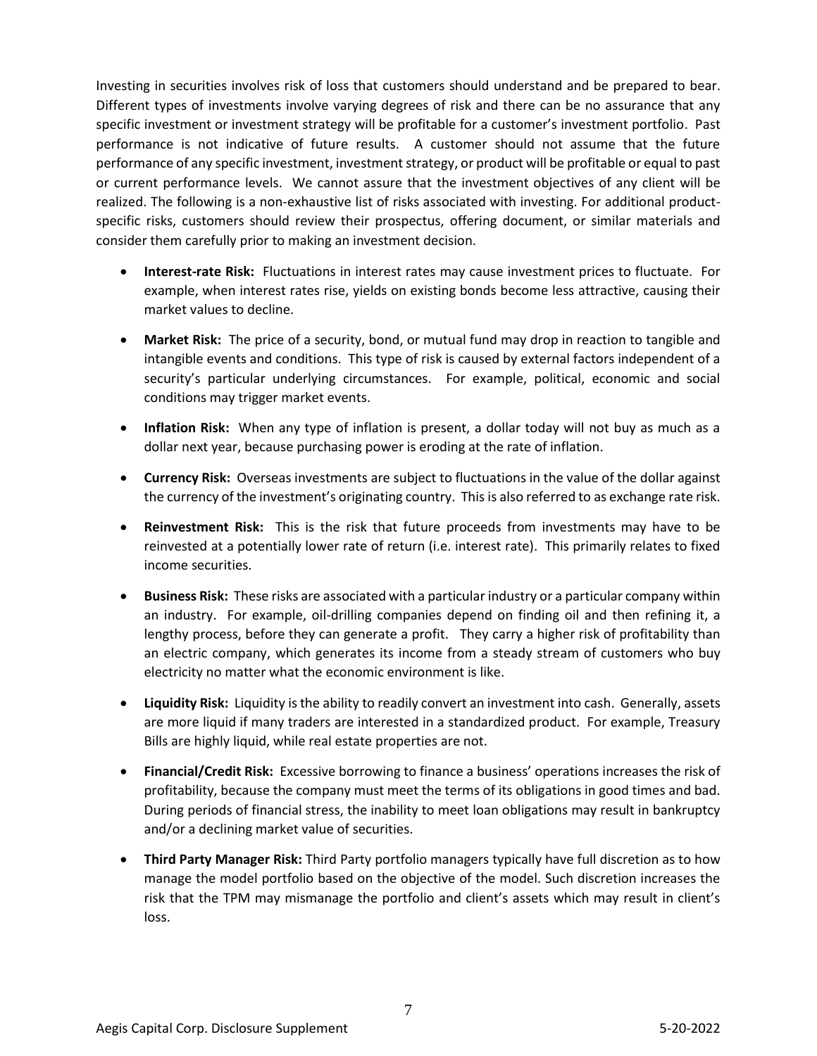Investing in securities involves risk of loss that customers should understand and be prepared to bear. Different types of investments involve varying degrees of risk and there can be no assurance that any specific investment or investment strategy will be profitable for a customer's investment portfolio. Past performance is not indicative of future results. A customer should not assume that the future performance of any specific investment, investment strategy, or product will be profitable or equal to past or current performance levels. We cannot assure that the investment objectives of any client will be realized. The following is a non-exhaustive list of risks associated with investing. For additional product-specific risks, customers should review their prospectus, offering document, or similar materials and consider them carefully prior to making an investment decision.

- **Interest-rate Risk:** Fluctuations in interest rates may cause investment prices to fluctuate. For example, when interest rates rise, yields on existing bonds become less attractive, causing their market values to decline.
- **Market Risk:** The price of a security, bond, or mutual fund may drop in reaction to tangible and intangible events and conditions. This type of risk is caused by external factors independent of a security's particular underlying circumstances. For example, political, economic and social conditions may trigger market events.
- **Inflation Risk:** When any type of inflation is present, a dollar today will not buy as much as a dollar next year, because purchasing power is eroding at the rate of inflation.
- **Currency Risk:** Overseas investments are subject to fluctuations in the value of the dollar against the currency of the investment's originating country. This is also referred to as exchange rate risk.
- **Reinvestment Risk:** This is the risk that future proceeds from investments may have to be reinvested at a potentially lower rate of return (i.e. interest rate). This primarily relates to fixed income securities.
- **Business Risk:** These risks are associated with a particular industry or a particular company within an industry. For example, oil-drilling companies depend on finding oil and then refining it, a lengthy process, before they can generate a profit. They carry a higher risk of profitability than an electric company, which generates its income from a steady stream of customers who buy electricity no matter what the economic environment is like.
- **Liquidity Risk:** Liquidity is the ability to readily convert an investment into cash. Generally, assets are more liquid if many traders are interested in a standardized product. For example, Treasury Bills are highly liquid, while real estate properties are not.
- **Financial/Credit Risk:** Excessive borrowing to finance a business' operations increases the risk of profitability, because the company must meet the terms of its obligations in good times and bad. During periods of financial stress, the inability to meet loan obligations may result in bankruptcy and/or a declining market value of securities.
- **Third Party Manager Risk:** Third Party portfolio managers typically have full discretion as to how manage the model portfolio based on the objective of the model. Such discretion increases the risk that the TPM may mismanage the portfolio and client's assets which may result in client's loss.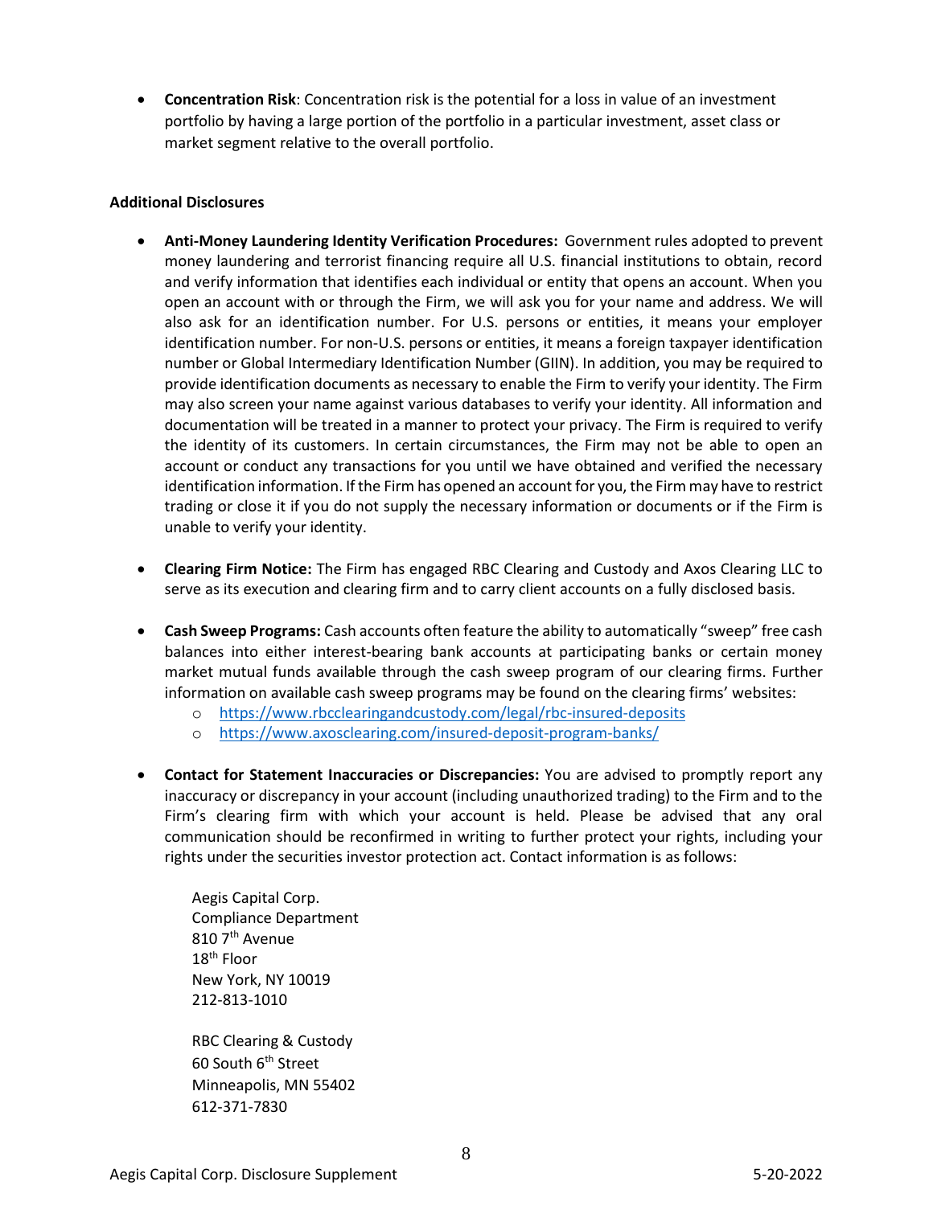- **Concentration Risk**: Concentration risk is the potential for a loss in value of an investment portfolio by having a large portion of the portfolio in a particular investment, asset class or market segment relative to the overall portfolio.

**Additional Disclosures**

- **Anti-Money Laundering Identity Verification Procedures:** Government rules adopted to prevent money laundering and terrorist financing require all U.S. financial institutions to obtain, record and verify information that identifies each individual or entity that opens an account. When you open an account with or through the Firm, we will ask you for your name and address. We will also ask for an identification number. For U.S. persons or entities, it means your employer identification number. For non-U.S. persons or entities, it means a foreign taxpayer identification number or Global Intermediary Identification Number (GIIN). In addition, you may be required to provide identification documents as necessary to enable the Firm to verify your identity. The Firm may also screen your name against various databases to verify your identity. All information and documentation will be treated in a manner to protect your privacy. The Firm is required to verify the identity of its customers. In certain circumstances, the Firm may not be able to open an account or conduct any transactions for you until we have obtained and verified the necessary identification information. If the Firm has opened an account for you, the Firm may have to restrict trading or close it if you do not supply the necessary information or documents or if the Firm is unable to verify your identity.

- **Clearing Firm Notice:** The Firm has engaged RBC Clearing and Custody and Axos Clearing LLC to serve as its execution and clearing firm and to carry client accounts on a fully disclosed basis.

- **Cash Sweep Programs:** Cash accounts often feature the ability to automatically "sweep" free cash balances into either interest-bearing bank accounts at participating banks or certain money market mutual funds available through the cash sweep program of our clearing firms. Further information on available cash sweep programs may be found on the clearing firms' websites:
  - https://www.rbcclearingandcustody.com/legal/rbc-insured-deposits
  - https://www.axosclearing.com/insured-deposit-program-banks/

- **Contact for Statement Inaccuracies or Discrepancies:** You are advised to promptly report any inaccuracy or discrepancy in your account (including unauthorized trading) to the Firm and to the Firm's clearing firm with which your account is held. Please be advised that any oral communication should be reconfirmed in writing to further protect your rights, including your rights under the securities investor protection act. Contact information is as follows:

  Aegis Capital Corp.
  Compliance Department
  810 7th Avenue
  18th Floor
  New York, NY 10019
  212-813-1010

  RBC Clearing & Custody
  60 South 6th Street
  Minneapolis, MN 55402
  612-371-7830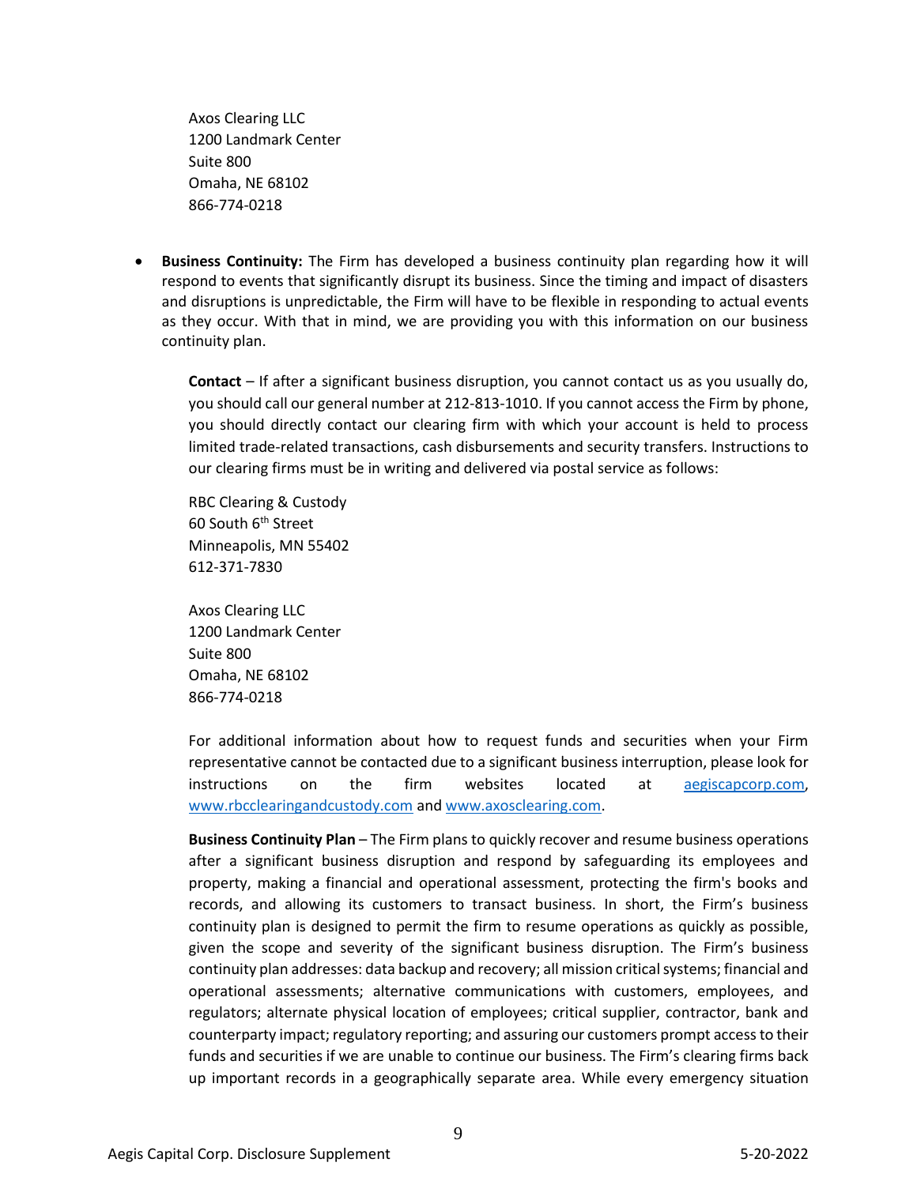Axos Clearing LLC
1200 Landmark Center
Suite 800
Omaha, NE 68102
866-774-0218

- **Business Continuity:** The Firm has developed a business continuity plan regarding how it will respond to events that significantly disrupt its business. Since the timing and impact of disasters and disruptions is unpredictable, the Firm will have to be flexible in responding to actual events as they occur. With that in mind, we are providing you with this information on our business continuity plan.

  **Contact** – If after a significant business disruption, you cannot contact us as you usually do, you should call our general number at 212-813-1010. If you cannot access the Firm by phone, you should directly contact our clearing firm with which your account is held to process limited trade-related transactions, cash disbursements and security transfers. Instructions to our clearing firms must be in writing and delivered via postal service as follows:

  RBC Clearing & Custody
  60 South 6th Street
  Minneapolis, MN 55402
  612-371-7830

  Axos Clearing LLC
  1200 Landmark Center
  Suite 800
  Omaha, NE 68102
  866-774-0218

  For additional information about how to request funds and securities when your Firm representative cannot be contacted due to a significant business interruption, please look for instructions on the firm websites located at aegiscapcorp.com, www.rbcclearingandcustody.com and www.axosclearing.com.

  **Business Continuity Plan** – The Firm plans to quickly recover and resume business operations after a significant business disruption and respond by safeguarding its employees and property, making a financial and operational assessment, protecting the firm's books and records, and allowing its customers to transact business. In short, the Firm's business continuity plan is designed to permit the firm to resume operations as quickly as possible, given the scope and severity of the significant business disruption. The Firm's business continuity plan addresses: data backup and recovery; all mission critical systems; financial and operational assessments; alternative communications with customers, employees, and regulators; alternate physical location of employees; critical supplier, contractor, bank and counterparty impact; regulatory reporting; and assuring our customers prompt access to their funds and securities if we are unable to continue our business. The Firm's clearing firms back up important records in a geographically separate area. While every emergency situation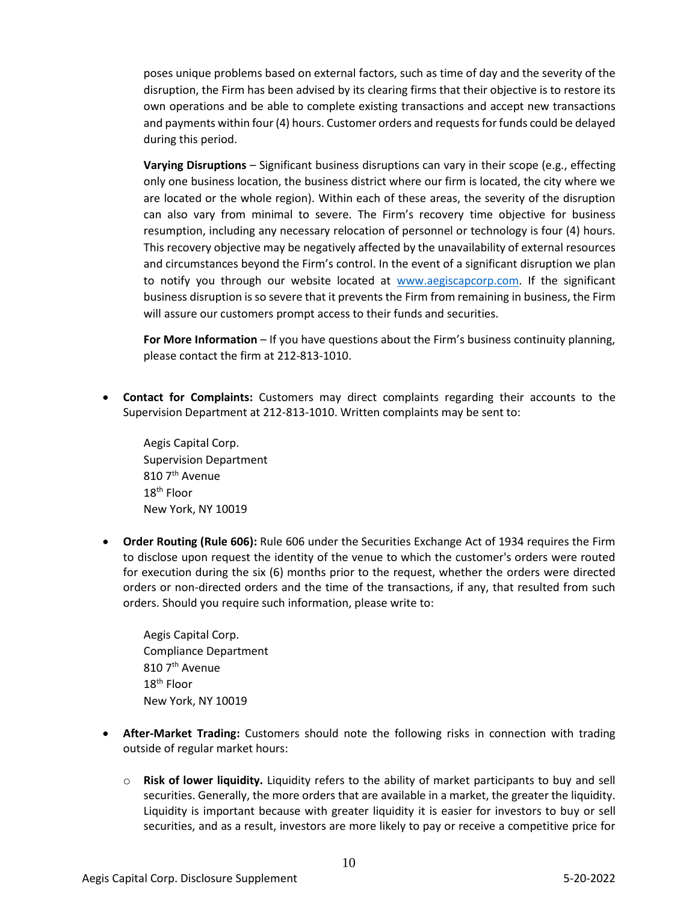poses unique problems based on external factors, such as time of day and the severity of the disruption, the Firm has been advised by its clearing firms that their objective is to restore its own operations and be able to complete existing transactions and accept new transactions and payments within four (4) hours. Customer orders and requests for funds could be delayed during this period.

**Varying Disruptions** – Significant business disruptions can vary in their scope (e.g., effecting only one business location, the business district where our firm is located, the city where we are located or the whole region). Within each of these areas, the severity of the disruption can also vary from minimal to severe. The Firm's recovery time objective for business resumption, including any necessary relocation of personnel or technology is four (4) hours. This recovery objective may be negatively affected by the unavailability of external resources and circumstances beyond the Firm's control. In the event of a significant disruption we plan to notify you through our website located at www.aegiscapcorp.com. If the significant business disruption is so severe that it prevents the Firm from remaining in business, the Firm will assure our customers prompt access to their funds and securities.

**For More Information** – If you have questions about the Firm's business continuity planning, please contact the firm at 212-813-1010.

- **Contact for Complaints:** Customers may direct complaints regarding their accounts to the Supervision Department at 212-813-1010. Written complaints may be sent to:

  Aegis Capital Corp.
  Supervision Department
  810 7th Avenue
  18th Floor
  New York, NY 10019

- **Order Routing (Rule 606):** Rule 606 under the Securities Exchange Act of 1934 requires the Firm to disclose upon request the identity of the venue to which the customer's orders were routed for execution during the six (6) months prior to the request, whether the orders were directed orders or non-directed orders and the time of the transactions, if any, that resulted from such orders. Should you require such information, please write to:

  Aegis Capital Corp.
  Compliance Department
  810 7th Avenue
  18th Floor
  New York, NY 10019

- **After-Market Trading:** Customers should note the following risks in connection with trading outside of regular market hours:

  - **Risk of lower liquidity.** Liquidity refers to the ability of market participants to buy and sell securities. Generally, the more orders that are available in a market, the greater the liquidity. Liquidity is important because with greater liquidity it is easier for investors to buy or sell securities, and as a result, investors are more likely to pay or receive a competitive price for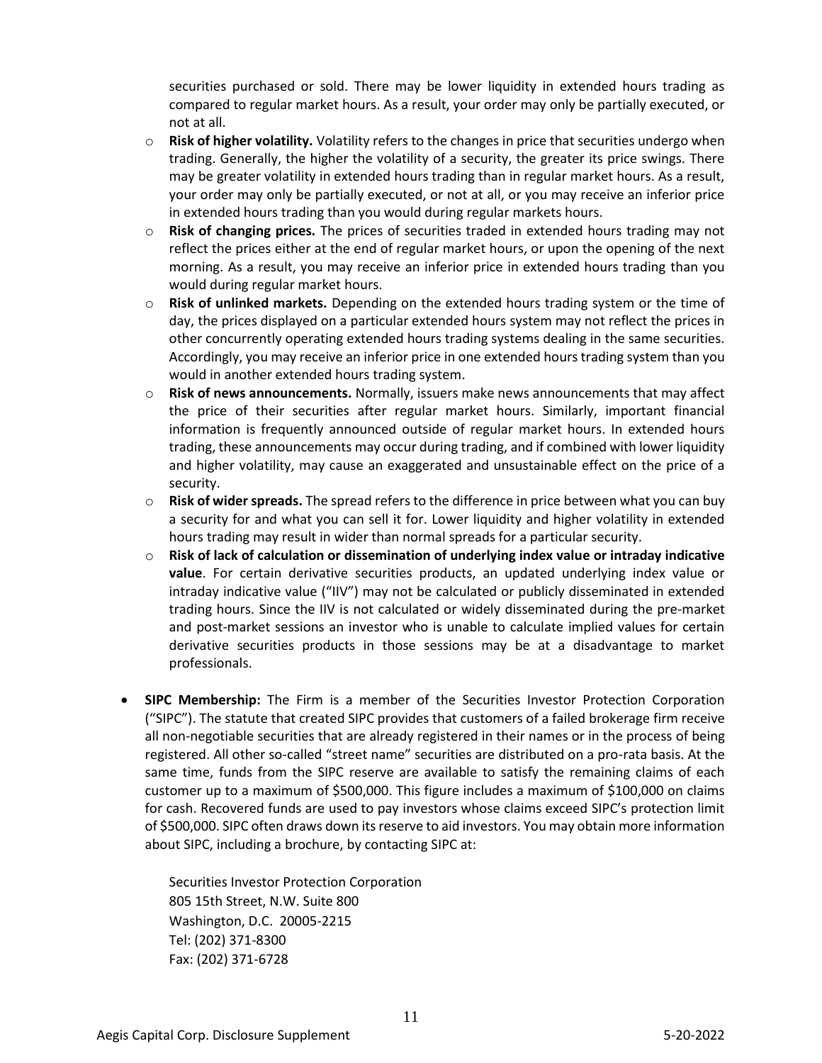securities purchased or sold. There may be lower liquidity in extended hours trading as compared to regular market hours. As a result, your order may only be partially executed, or not at all.

  - **Risk of higher volatility.** Volatility refers to the changes in price that securities undergo when trading. Generally, the higher the volatility of a security, the greater its price swings. There may be greater volatility in extended hours trading than in regular market hours. As a result, your order may only be partially executed, or not at all, or you may receive an inferior price in extended hours trading than you would during regular markets hours.
  - **Risk of changing prices.** The prices of securities traded in extended hours trading may not reflect the prices either at the end of regular market hours, or upon the opening of the next morning. As a result, you may receive an inferior price in extended hours trading than you would during regular market hours.
  - **Risk of unlinked markets.** Depending on the extended hours trading system or the time of day, the prices displayed on a particular extended hours system may not reflect the prices in other concurrently operating extended hours trading systems dealing in the same securities. Accordingly, you may receive an inferior price in one extended hours trading system than you would in another extended hours trading system.
  - **Risk of news announcements.** Normally, issuers make news announcements that may affect the price of their securities after regular market hours. Similarly, important financial information is frequently announced outside of regular market hours. In extended hours trading, these announcements may occur during trading, and if combined with lower liquidity and higher volatility, may cause an exaggerated and unsustainable effect on the price of a security.
  - **Risk of wider spreads.** The spread refers to the difference in price between what you can buy a security for and what you can sell it for. Lower liquidity and higher volatility in extended hours trading may result in wider than normal spreads for a particular security.
  - **Risk of lack of calculation or dissemination of underlying index value or intraday indicative value**. For certain derivative securities products, an updated underlying index value or intraday indicative value ("IIV") may not be calculated or publicly disseminated in extended trading hours. Since the IIV is not calculated or widely disseminated during the pre-market and post-market sessions an investor who is unable to calculate implied values for certain derivative securities products in those sessions may be at a disadvantage to market professionals.

- **SIPC Membership:** The Firm is a member of the Securities Investor Protection Corporation ("SIPC"). The statute that created SIPC provides that customers of a failed brokerage firm receive all non-negotiable securities that are already registered in their names or in the process of being registered. All other so-called "street name" securities are distributed on a pro-rata basis. At the same time, funds from the SIPC reserve are available to satisfy the remaining claims of each customer up to a maximum of $500,000. This figure includes a maximum of $100,000 on claims for cash. Recovered funds are used to pay investors whose claims exceed SIPC's protection limit of $500,000. SIPC often draws down its reserve to aid investors. You may obtain more information about SIPC, including a brochure, by contacting SIPC at:

  Securities Investor Protection Corporation
  805 15th Street, N.W. Suite 800
  Washington, D.C. 20005-2215
  Tel: (202) 371-8300
  Fax: (202) 371-6728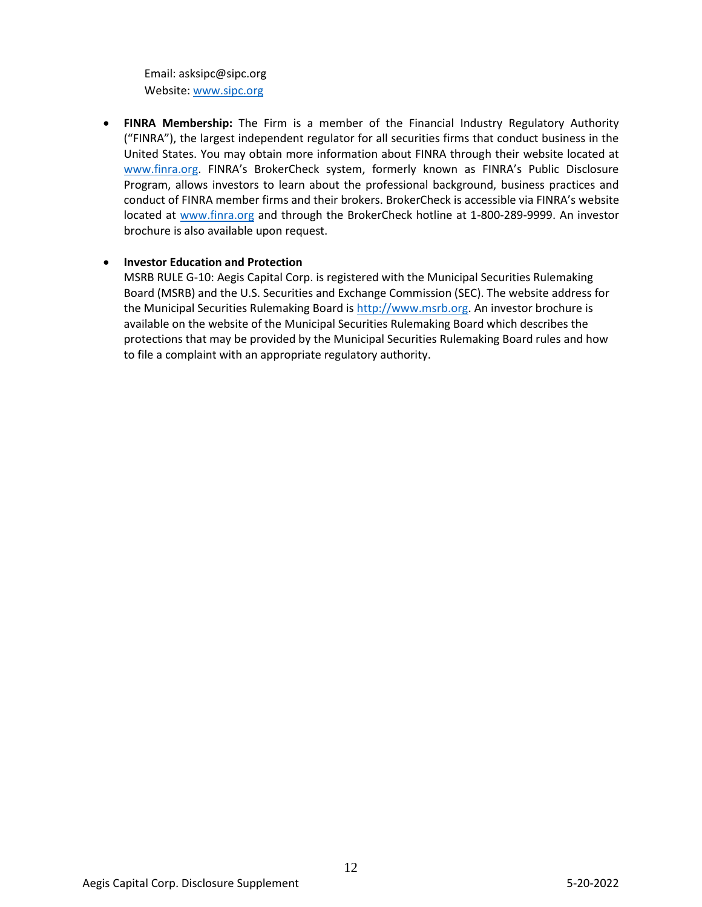Email: asksipc@sipc.org
Website: www.sipc.org

- **FINRA Membership:** The Firm is a member of the Financial Industry Regulatory Authority ("FINRA"), the largest independent regulator for all securities firms that conduct business in the United States. You may obtain more information about FINRA through their website located at www.finra.org. FINRA's BrokerCheck system, formerly known as FINRA's Public Disclosure Program, allows investors to learn about the professional background, business practices and conduct of FINRA member firms and their brokers. BrokerCheck is accessible via FINRA's website located at www.finra.org and through the BrokerCheck hotline at 1-800-289-9999. An investor brochure is also available upon request.

- **Investor Education and Protection**
  MSRB RULE G-10: Aegis Capital Corp. is registered with the Municipal Securities Rulemaking Board (MSRB) and the U.S. Securities and Exchange Commission (SEC). The website address for the Municipal Securities Rulemaking Board is http://www.msrb.org. An investor brochure is available on the website of the Municipal Securities Rulemaking Board which describes the protections that may be provided by the Municipal Securities Rulemaking Board rules and how to file a complaint with an appropriate regulatory authority.